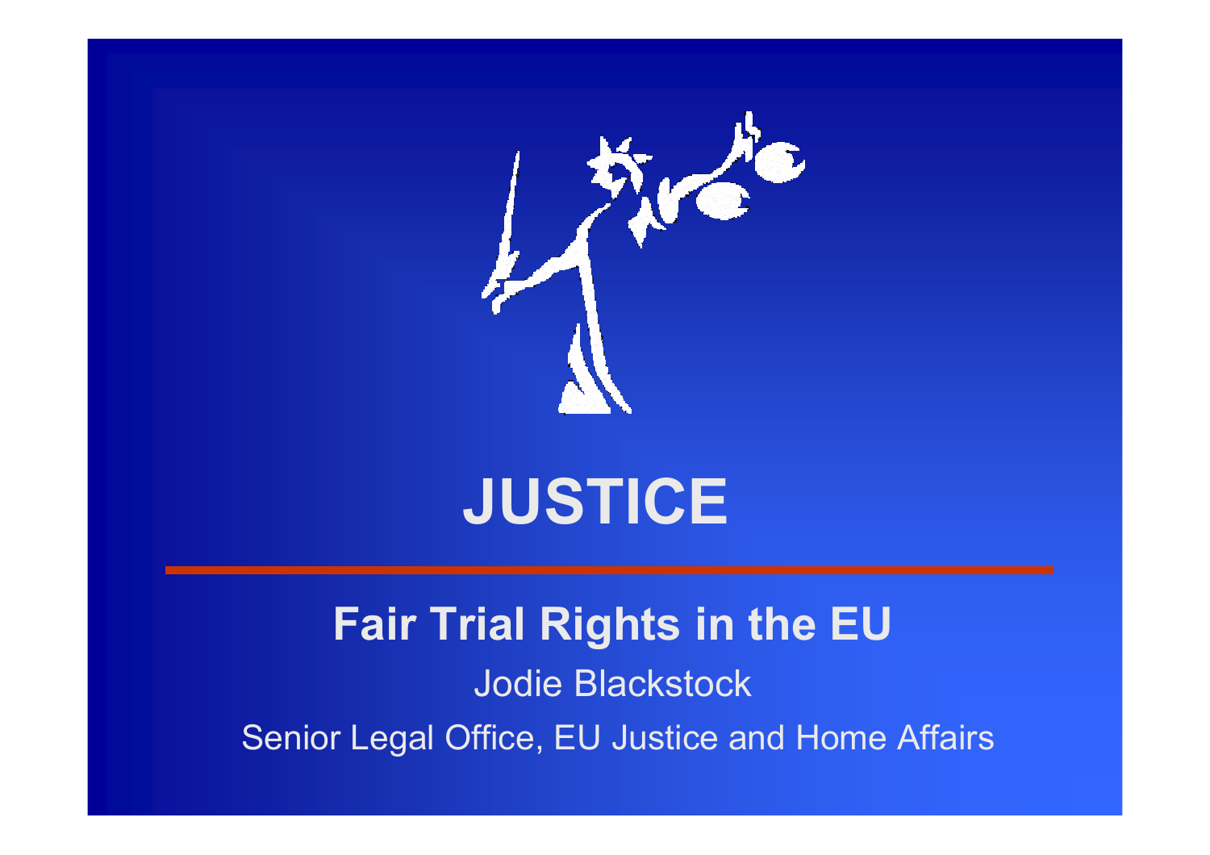# JUSTICE

## Fair Trial Rights in the EU

Jodie Blackstock

Senior Legal Office, EU Justice and Home Affairs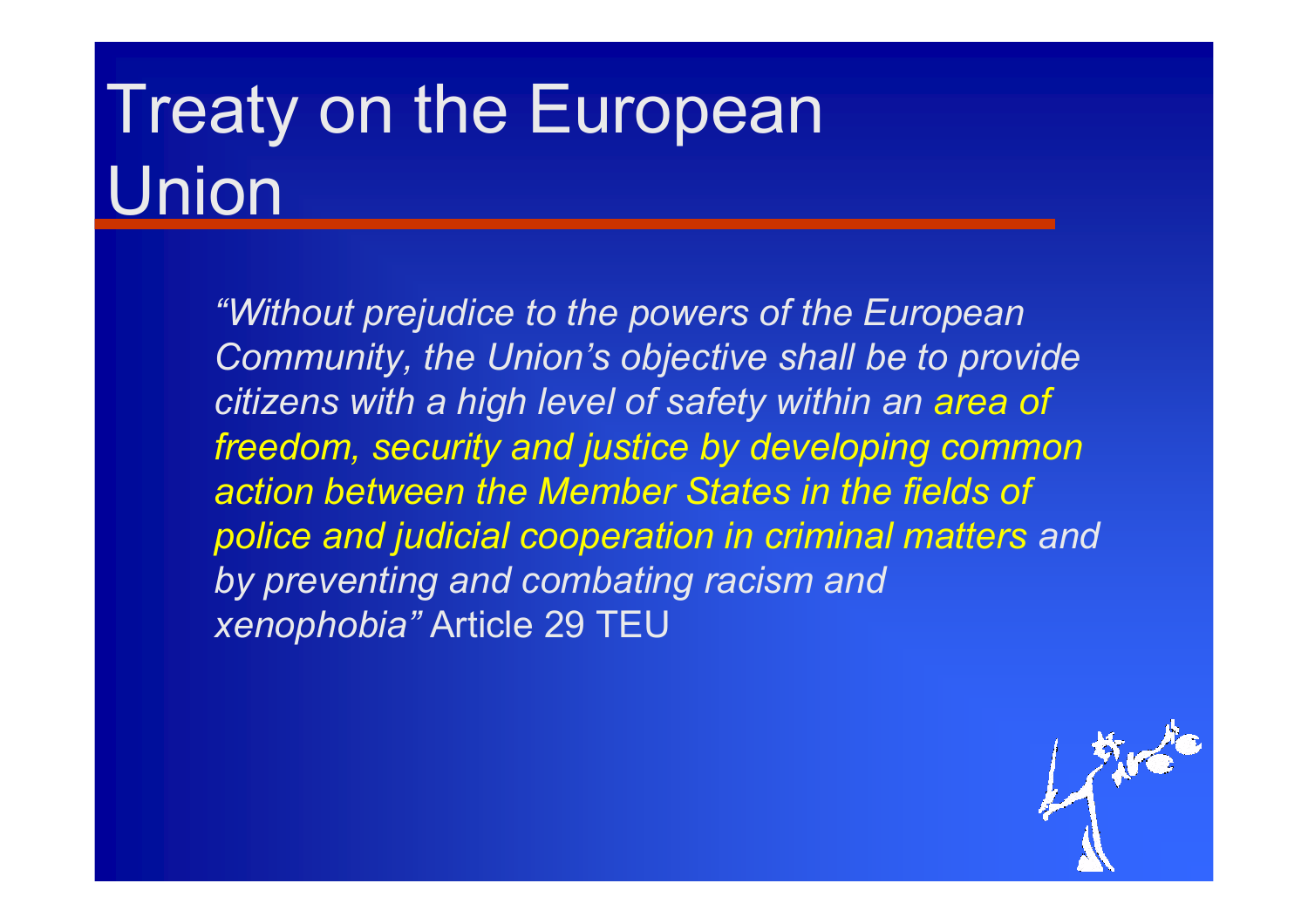# Treaty on the European Union

*"Without prejudice to the powers of the European Community, the Union's objective shall be to provide citizens with a high level of safety within an area of freedom, security and justice by developing common action between the Member States in the fields of police and judicial cooperation in criminal matters and by preventing and combating racism and xenophobia"* Article 29 TEU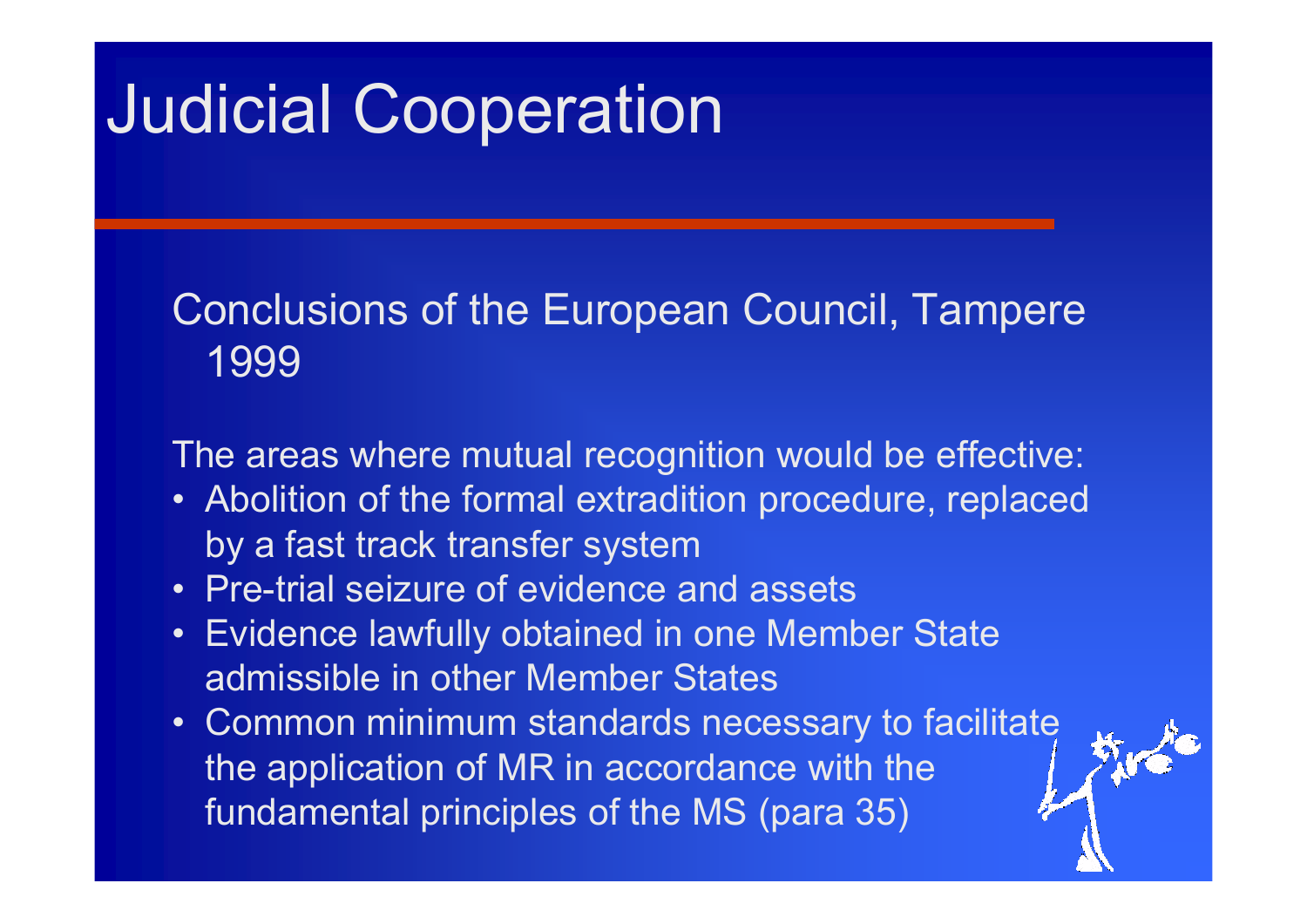# Judicial Cooperation

Conclusions of the European Council, Tampere 1999

The areas where mutual recognition would be effective:

- Abolition of the formal extradition procedure, replaced by a fast track transfer system
- Pre-trial seizure of evidence and assets
- Evidence lawfully obtained in one Member State admissible in other Member States
- Common minimum standards necessary to facilitate the application of MR in accordance with the fundamental principles of the MS (para 35)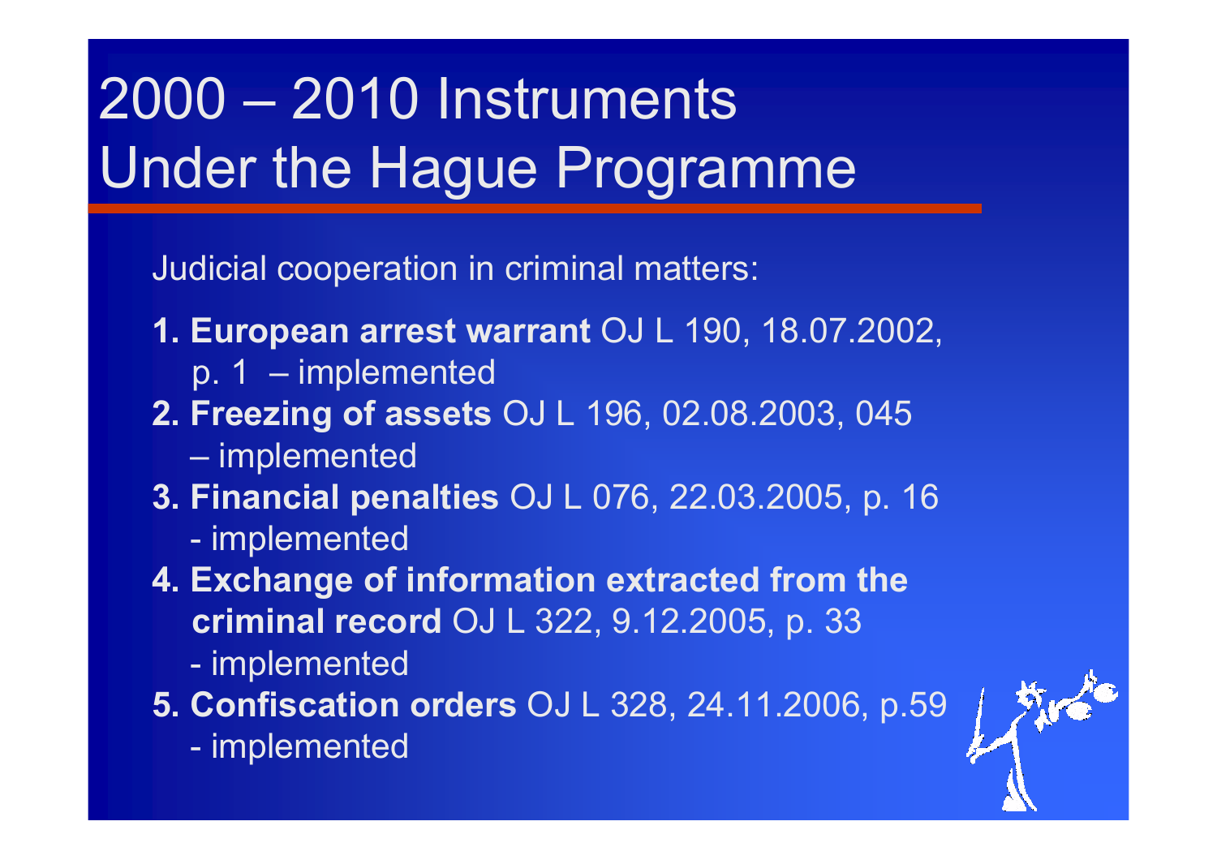# 2000 – 2010 Instruments Under the Hague Programme

Judicial cooperation in criminal matters:

1. **European arrest warrant** OJ L 190, 18.07.2002, p. 1 – implemented
2. **Freezing of assets** OJ L 196, 02.08.2003, 045 – implemented
3. **Financial penalties** OJ L 076, 22.03.2005, p. 16 - implemented
4. **Exchange of information extracted from the criminal record** OJ L 322, 9.12.2005, p. 33 - implemented
5. **Confiscation orders** OJ L 328, 24.11.2006, p.59 - implemented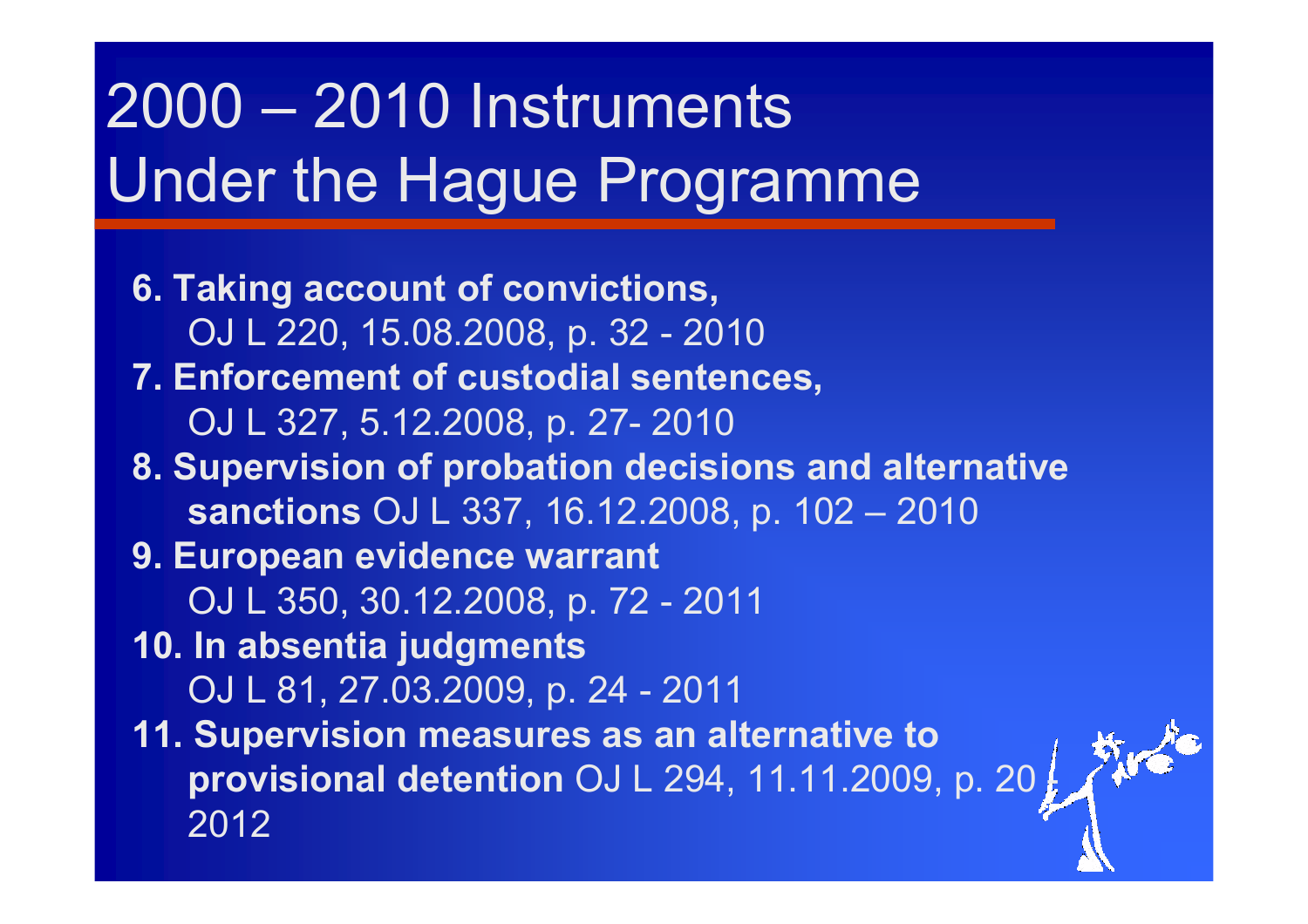# 2000 – 2010 Instruments Under the Hague Programme

6. **Taking account of convictions,**
   OJ L 220, 15.08.2008, p. 32 - 2010
7. **Enforcement of custodial sentences,**
   OJ L 327, 5.12.2008, p. 27- 2010
8. **Supervision of probation decisions and alternative sanctions** OJ L 337, 16.12.2008, p. 102 – 2010
9. **European evidence warrant**
   OJ L 350, 30.12.2008, p. 72 - 2011
10. **In absentia judgments**
    OJ L 81, 27.03.2009, p. 24 - 2011
11. **Supervision measures as an alternative to provisional detention** OJ L 294, 11.11.2009, p. 20 - 2012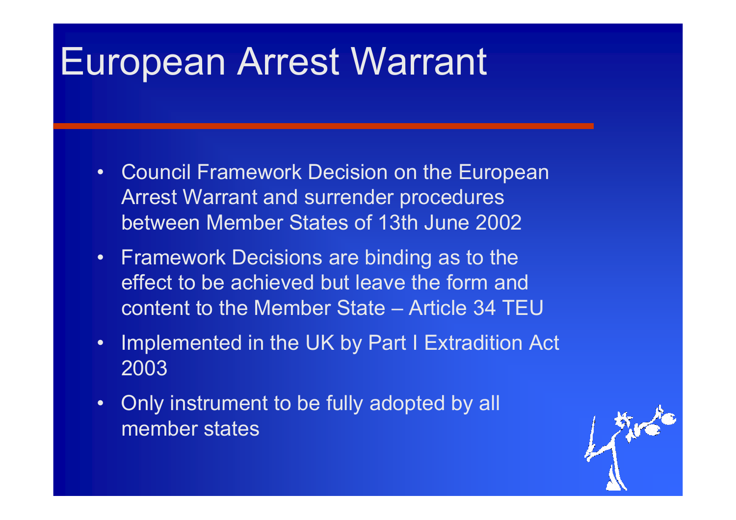# European Arrest Warrant

- Council Framework Decision on the European Arrest Warrant and surrender procedures between Member States of 13th June 2002
- Framework Decisions are binding as to the effect to be achieved but leave the form and content to the Member State – Article 34 TEU
- Implemented in the UK by Part I Extradition Act 2003
- Only instrument to be fully adopted by all member states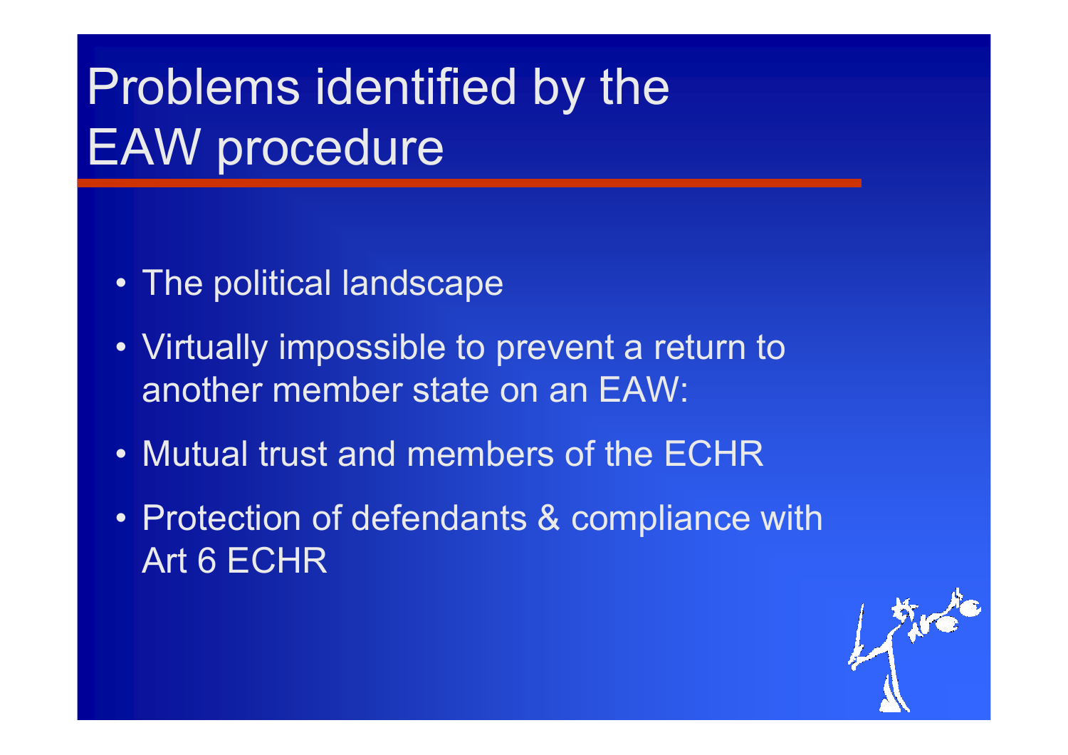# Problems identified by the EAW procedure

- The political landscape
- Virtually impossible to prevent a return to another member state on an EAW:
- Mutual trust and members of the ECHR
- Protection of defendants & compliance with Art 6 ECHR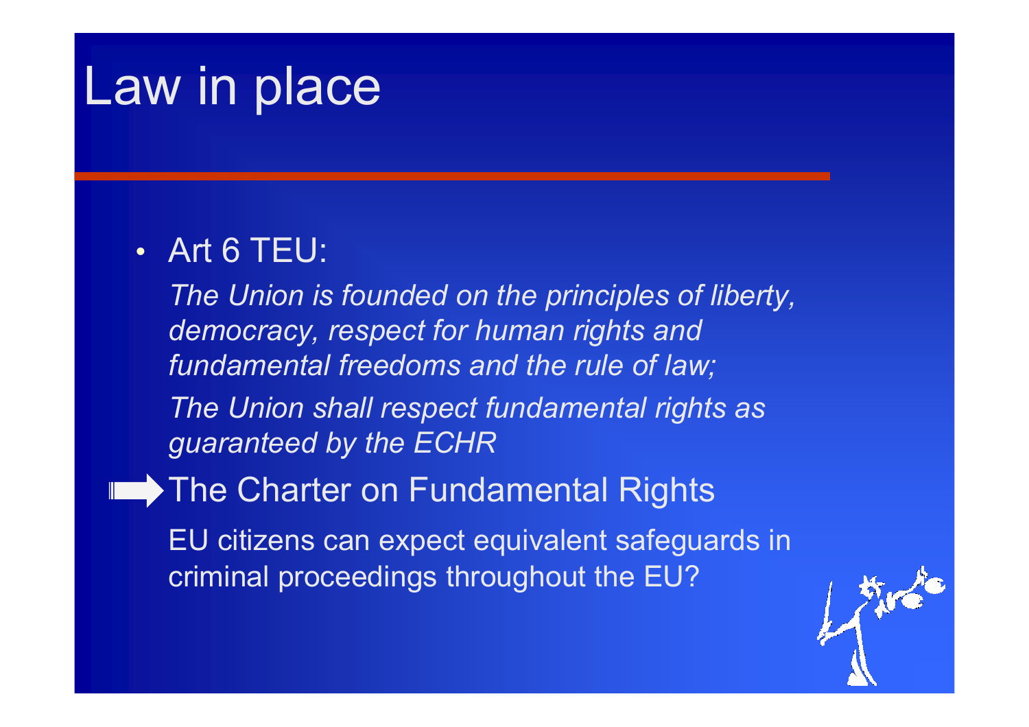# Law in place

- Art 6 TEU:

  *The Union is founded on the principles of liberty, democracy, respect for human rights and fundamental freedoms and the rule of law;*

  *The Union shall respect fundamental rights as guaranteed by the ECHR*

➡ The Charter on Fundamental Rights

EU citizens can expect equivalent safeguards in criminal proceedings throughout the EU?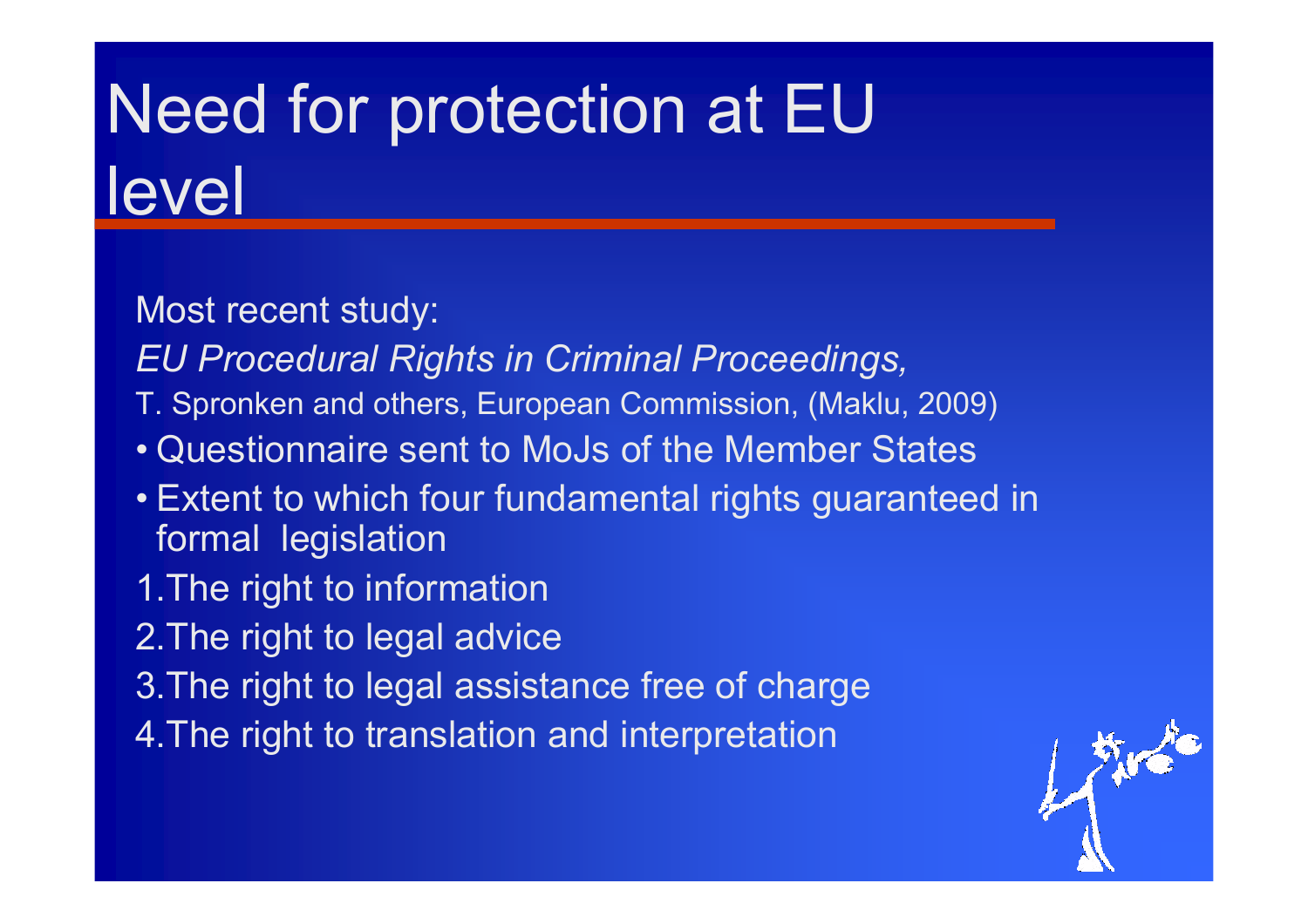# Need for protection at EU level

Most recent study:

*EU Procedural Rights in Criminal Proceedings,*

T. Spronken and others, European Commission, (Maklu, 2009)

- Questionnaire sent to MoJs of the Member States
- Extent to which four fundamental rights guaranteed in formal legislation

1. The right to information
2. The right to legal advice
3. The right to legal assistance free of charge
4. The right to translation and interpretation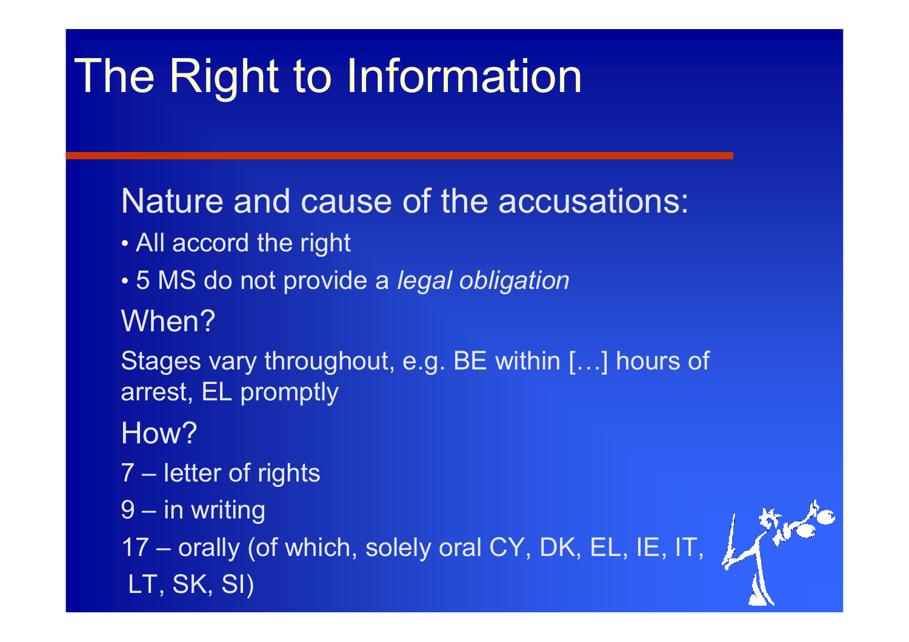# The Right to Information

Nature and cause of the accusations:

- All accord the right
- 5 MS do not provide a *legal obligation*

When?

Stages vary throughout, e.g. BE within […] hours of arrest, EL promptly

How?

7 – letter of rights

9 – in writing

17 – orally (of which, solely oral CY, DK, EL, IE, IT, LT, SK, SI)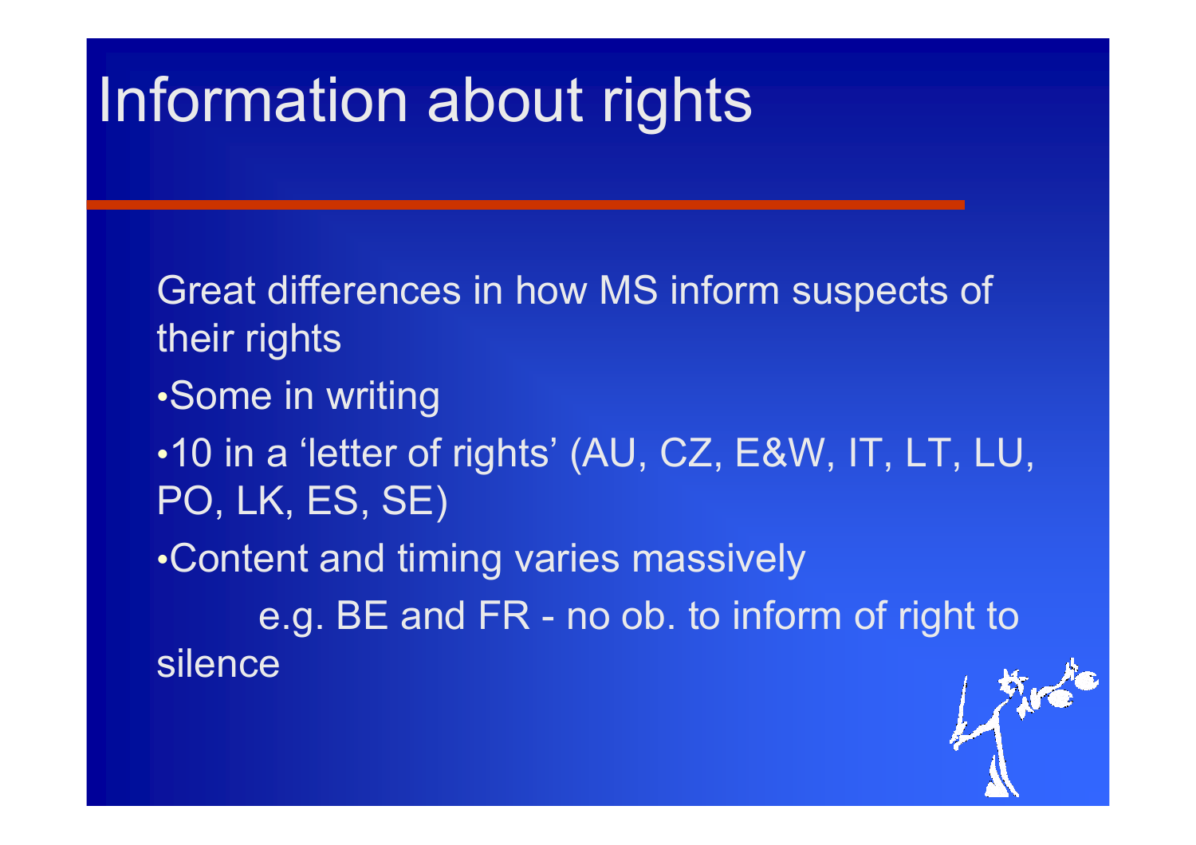# Information about rights

Great differences in how MS inform suspects of their rights

- Some in writing
- 10 in a 'letter of rights' (AU, CZ, E&W, IT, LT, LU, PO, LK, ES, SE)
- Content and timing varies massively

  e.g. BE and FR - no ob. to inform of right to silence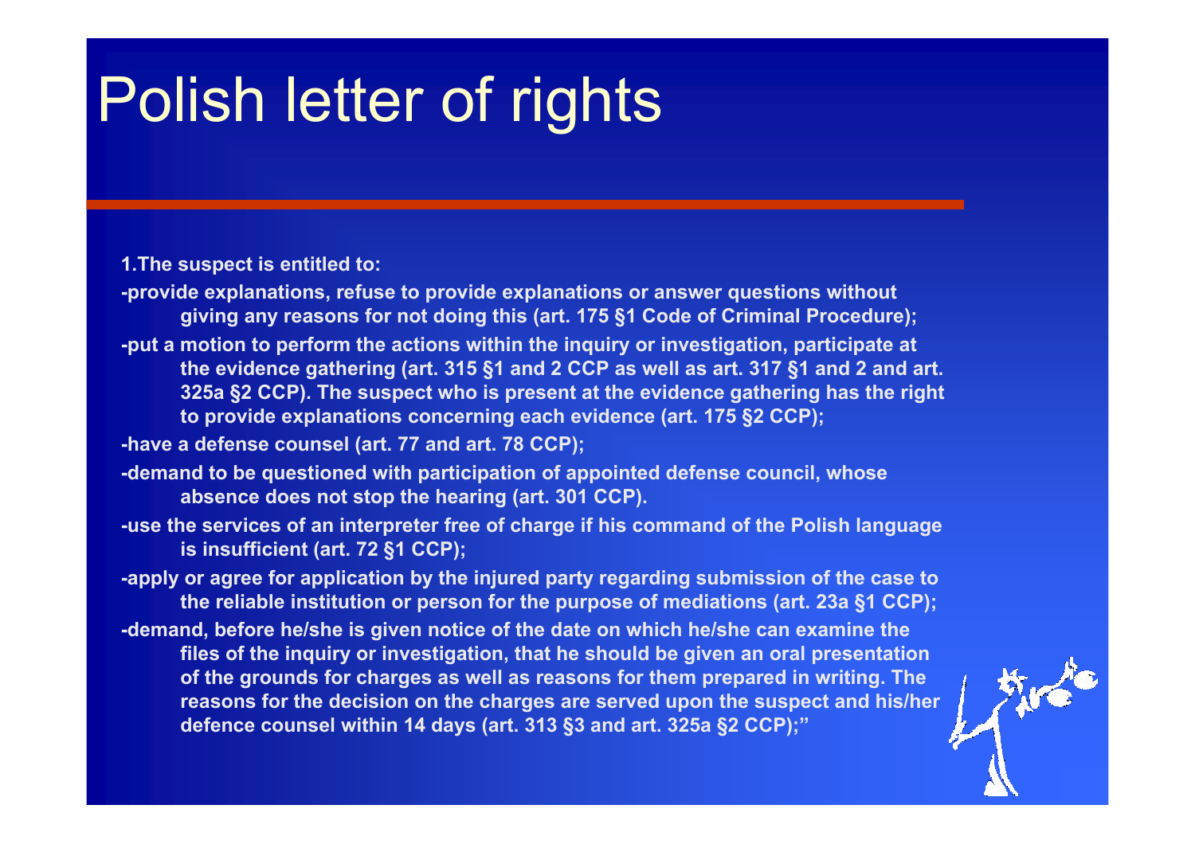# Polish letter of rights

**1.The suspect is entitled to:**

**-provide explanations, refuse to provide explanations or answer questions without giving any reasons for not doing this (art. 175 §1 Code of Criminal Procedure);**

**-put a motion to perform the actions within the inquiry or investigation, participate at the evidence gathering (art. 315 §1 and 2 CCP as well as art. 317 §1 and 2 and art. 325a §2 CCP). The suspect who is present at the evidence gathering has the right to provide explanations concerning each evidence (art. 175 §2 CCP);**

**-have a defense counsel (art. 77 and art. 78 CCP);**

**-demand to be questioned with participation of appointed defense council, whose absence does not stop the hearing (art. 301 CCP).**

**-use the services of an interpreter free of charge if his command of the Polish language is insufficient (art. 72 §1 CCP);**

**-apply or agree for application by the injured party regarding submission of the case to the reliable institution or person for the purpose of mediations (art. 23a §1 CCP);**

**-demand, before he/she is given notice of the date on which he/she can examine the files of the inquiry or investigation, that he should be given an oral presentation of the grounds for charges as well as reasons for them prepared in writing. The reasons for the decision on the charges are served upon the suspect and his/her defence counsel within 14 days (art. 313 §3 and art. 325a §2 CCP);"**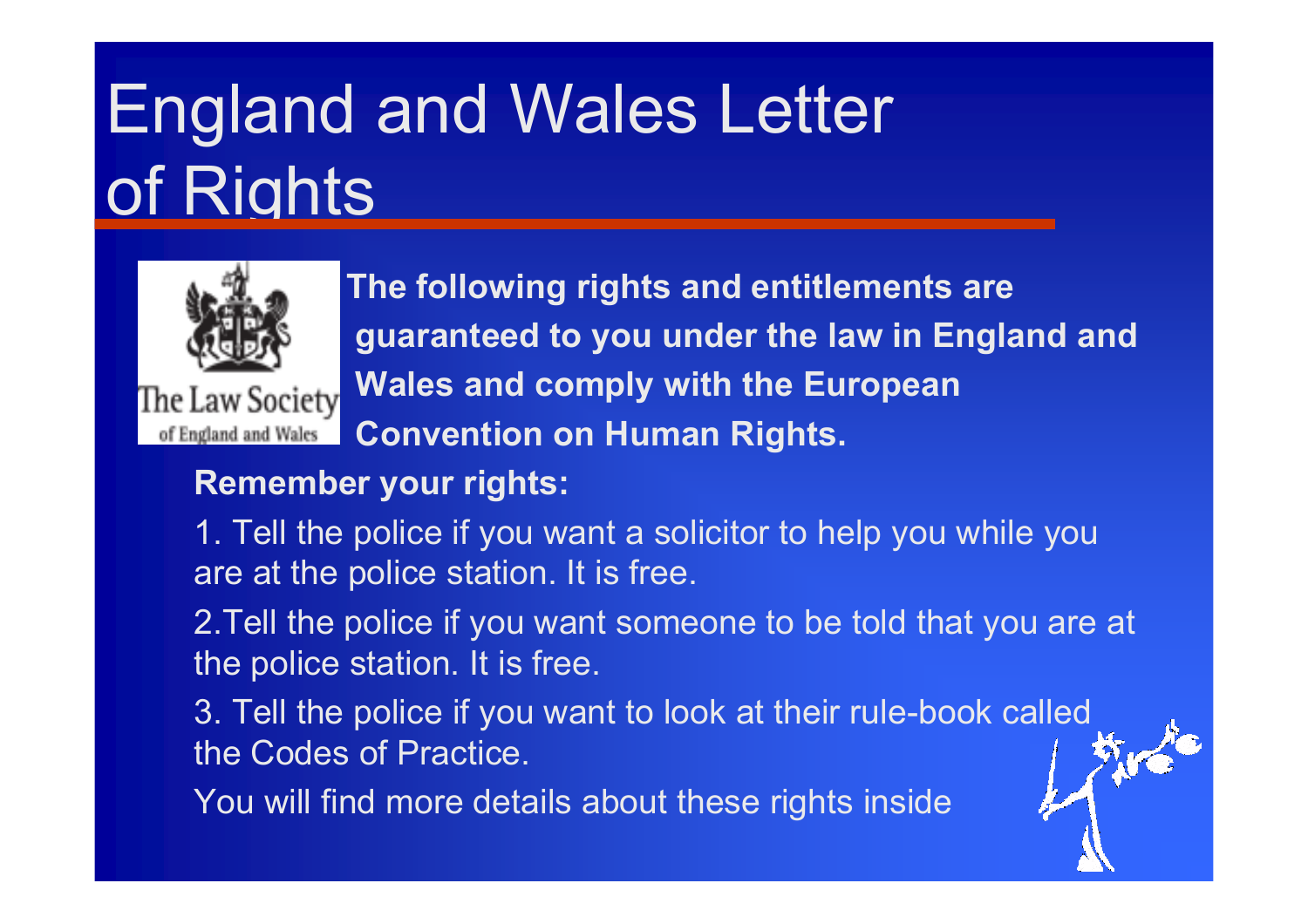# England and Wales Letter of Rights

**The following rights and entitlements are guaranteed to you under the law in England and Wales and comply with the European Convention on Human Rights.**

**Remember your rights:**

1. Tell the police if you want a solicitor to help you while you are at the police station. It is free.
2. Tell the police if you want someone to be told that you are at the police station. It is free.
3. Tell the police if you want to look at their rule-book called the Codes of Practice.

You will find more details about these rights inside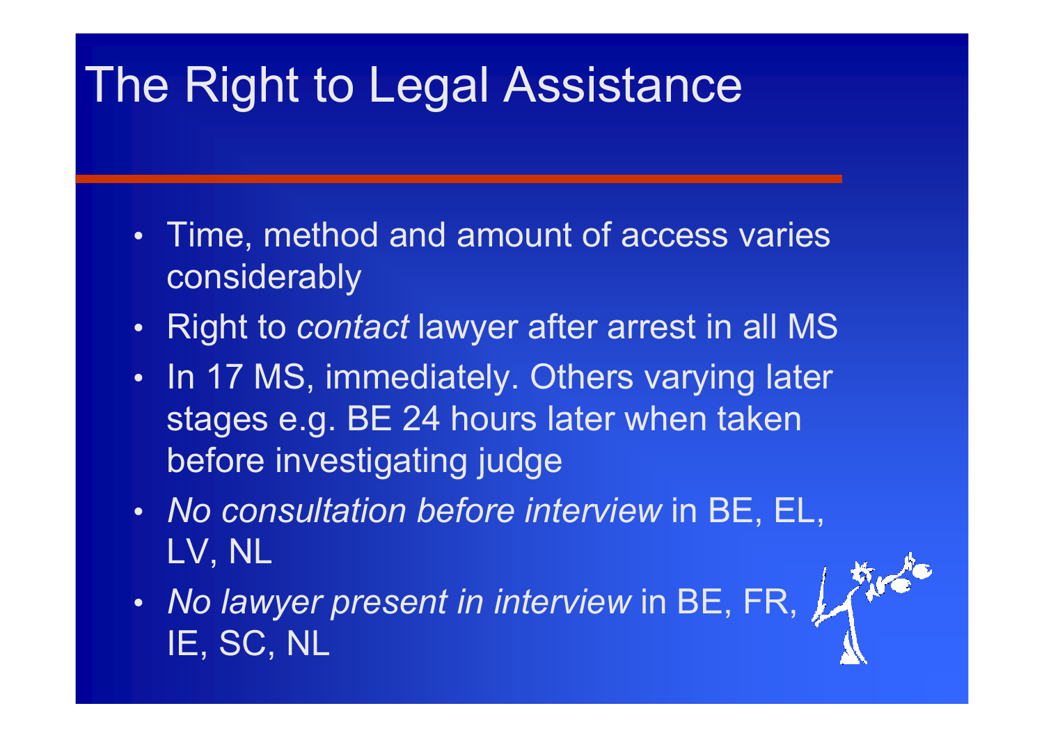# The Right to Legal Assistance

- Time, method and amount of access varies considerably
- Right to *contact* lawyer after arrest in all MS
- In 17 MS, immediately. Others varying later stages e.g. BE 24 hours later when taken before investigating judge
- *No consultation before interview* in BE, EL, LV, NL
- *No lawyer present in interview* in BE, FR, IE, SC, NL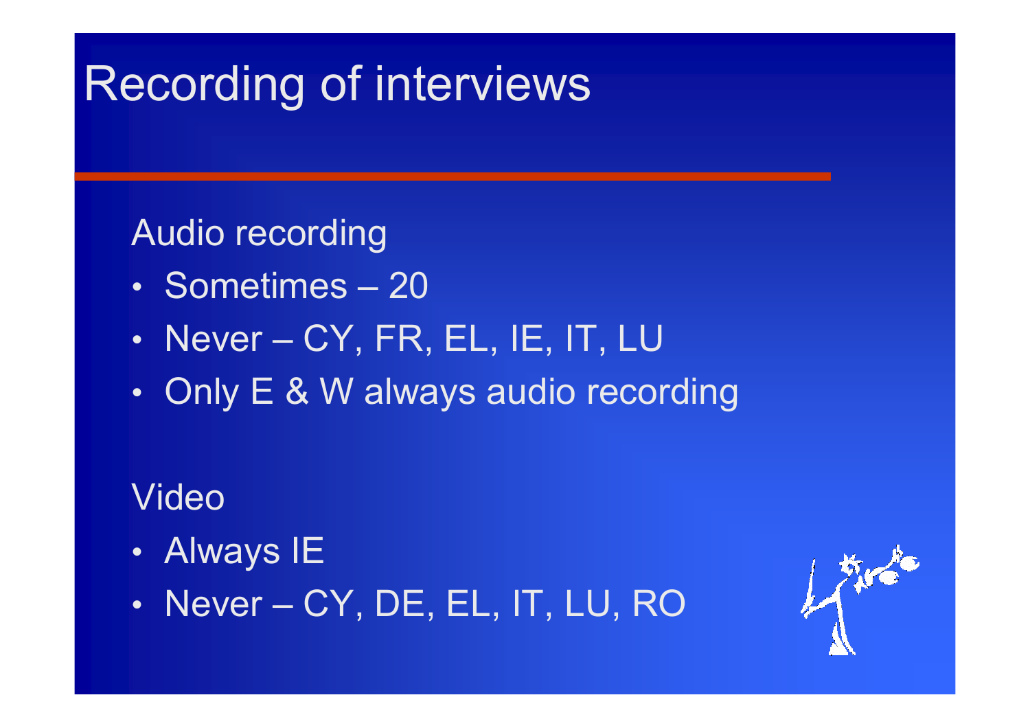# Recording of interviews

Audio recording

- Sometimes – 20
- Never – CY, FR, EL, IE, IT, LU
- Only E & W always audio recording

Video

- Always IE
- Never – CY, DE, EL, IT, LU, RO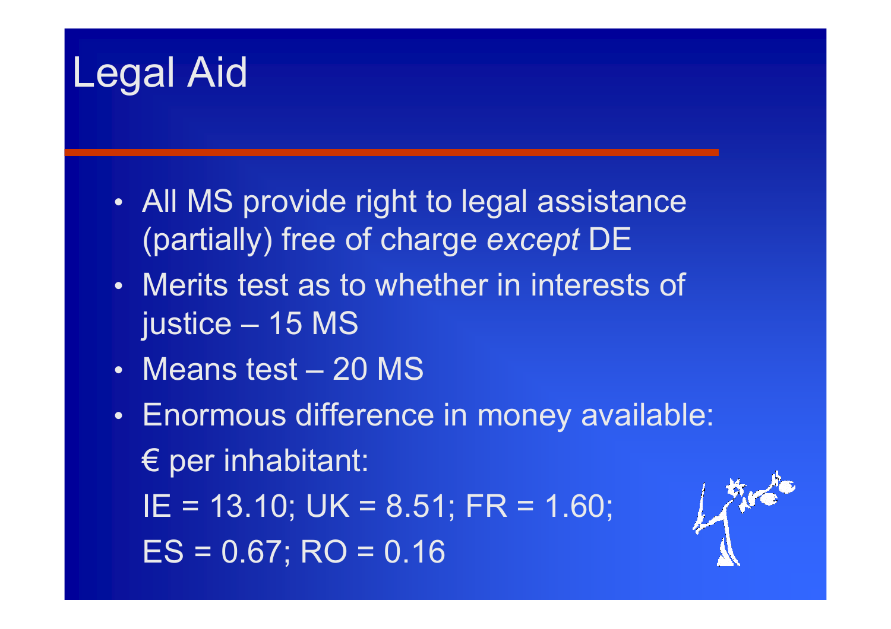# Legal Aid

- All MS provide right to legal assistance (partially) free of charge *except* DE
- Merits test as to whether in interests of justice – 15 MS
- Means test – 20 MS
- Enormous difference in money available:

  € per inhabitant:

  IE = 13.10; UK = 8.51; FR = 1.60;

  ES = 0.67; RO = 0.16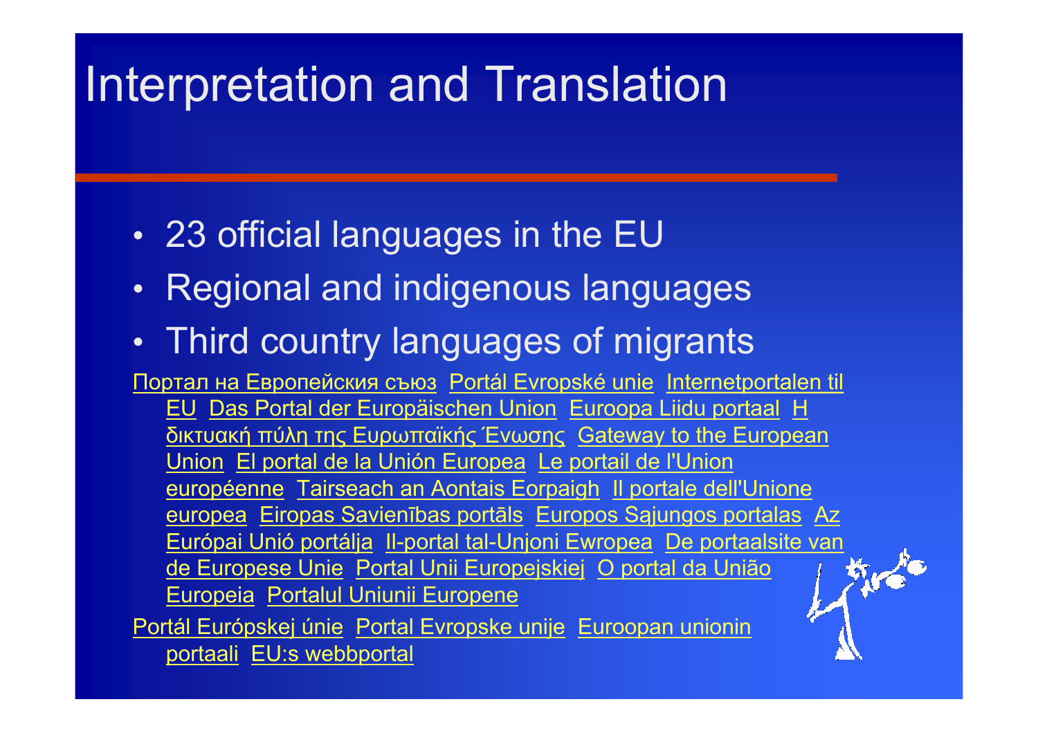# Interpretation and Translation

- 23 official languages in the EU
- Regional and indigenous languages
- Third country languages of migrants

Портал на Европейския съюз Portál Evropské unie Internetportalen til EU Das Portal der Europäischen Union Euroopa Liidu portaal Η δικτυακή πύλη της Ευρωπαϊκής Ένωσης Gateway to the European Union El portal de la Unión Europea Le portail de l'Union européenne Tairseach an Aontais Eorpaigh Il portale dell'Unione europea Eiropas Savienības portāls Europos Sąjungos portalas Az Európai Unió portálja Il-portal tal-Unjoni Ewropea De portaalsite van de Europese Unie Portal Unii Europejskiej O portal da União Europeia Portalul Uniunii Europene

Portál Európskej únie Portal Evropske unije Euroopan unionin portaali EU:s webbportal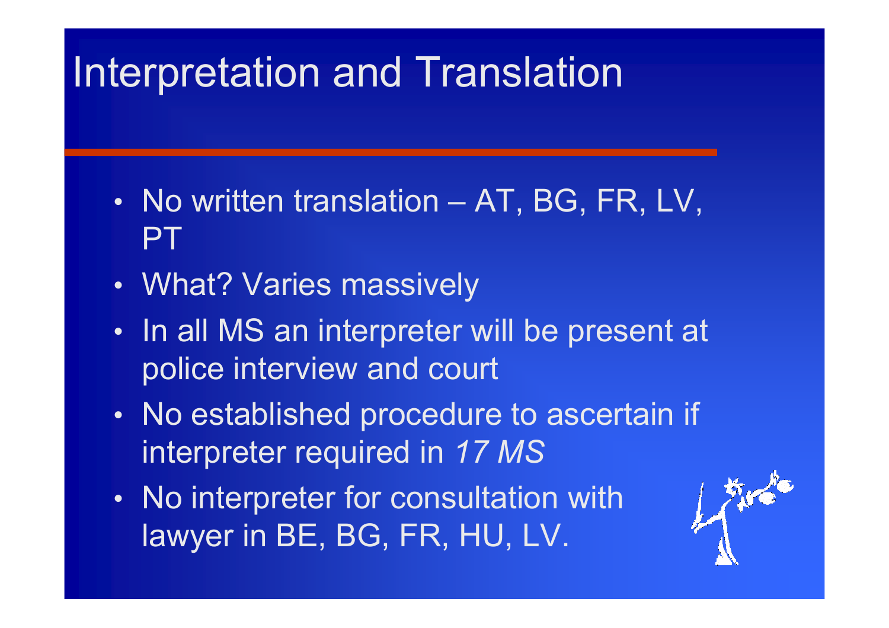# Interpretation and Translation

- No written translation – AT, BG, FR, LV, PT
- What? Varies massively
- In all MS an interpreter will be present at police interview and court
- No established procedure to ascertain if interpreter required in *17 MS*
- No interpreter for consultation with lawyer in BE, BG, FR, HU, LV.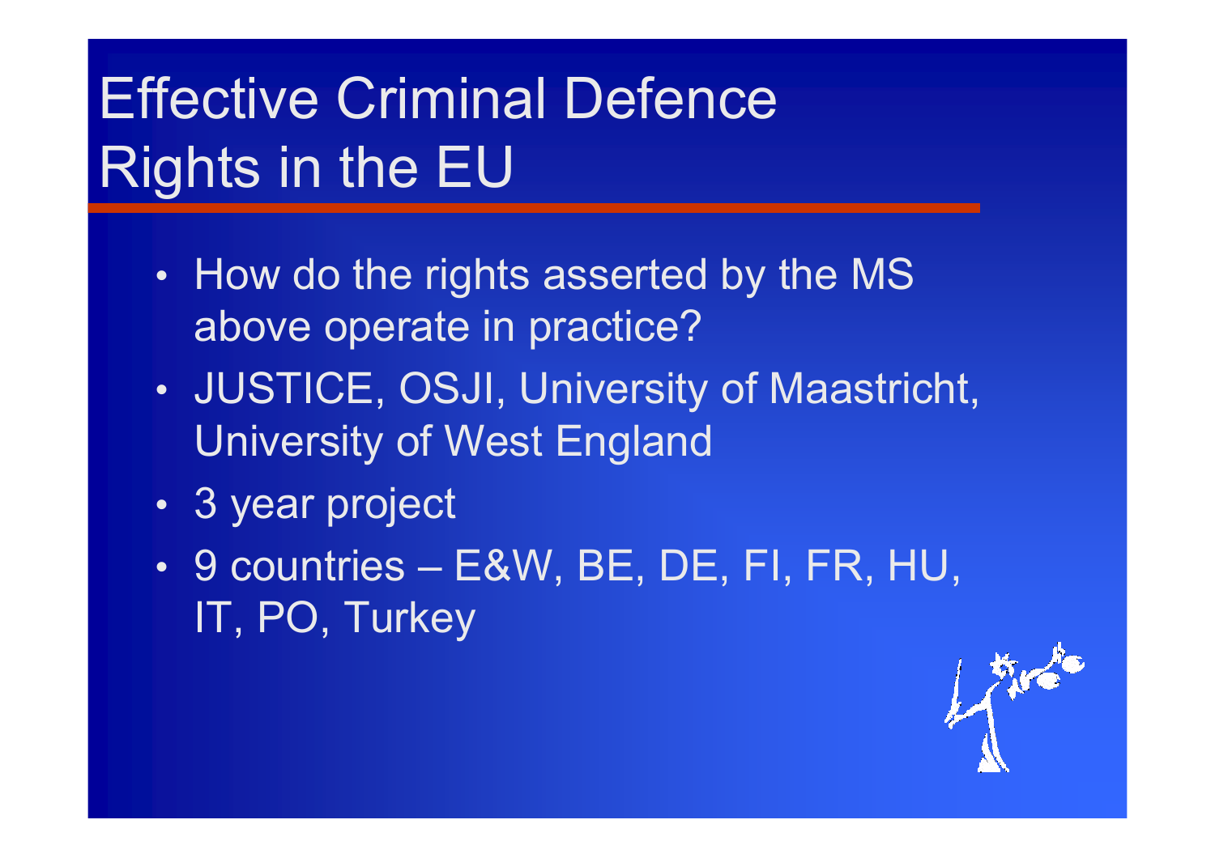# Effective Criminal Defence Rights in the EU

- How do the rights asserted by the MS above operate in practice?
- JUSTICE, OSJI, University of Maastricht, University of West England
- 3 year project
- 9 countries – E&W, BE, DE, FI, FR, HU, IT, PO, Turkey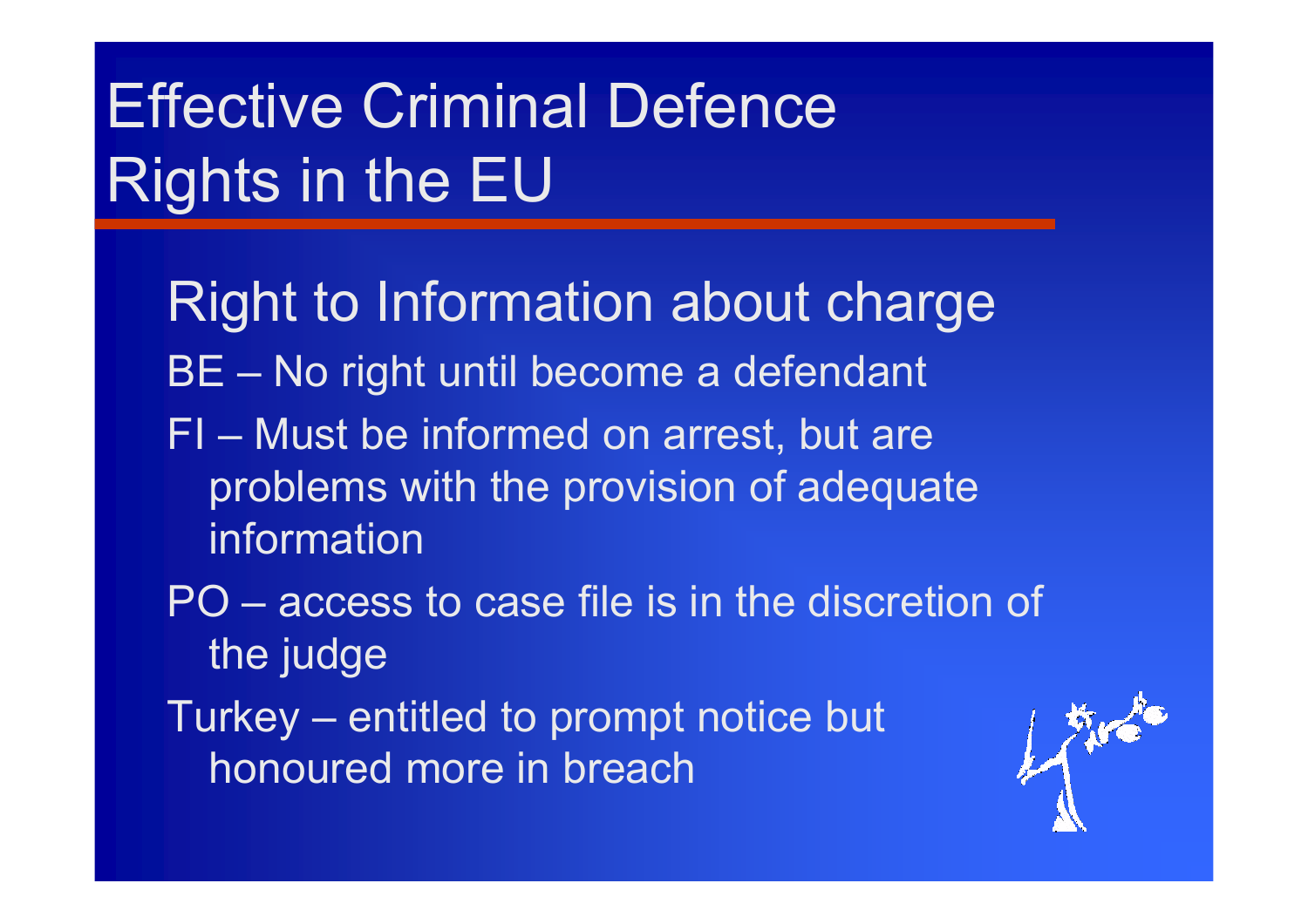# Effective Criminal Defence Rights in the EU

## Right to Information about charge

BE – No right until become a defendant

FI – Must be informed on arrest, but are problems with the provision of adequate information

PO – access to case file is in the discretion of the judge

Turkey – entitled to prompt notice but honoured more in breach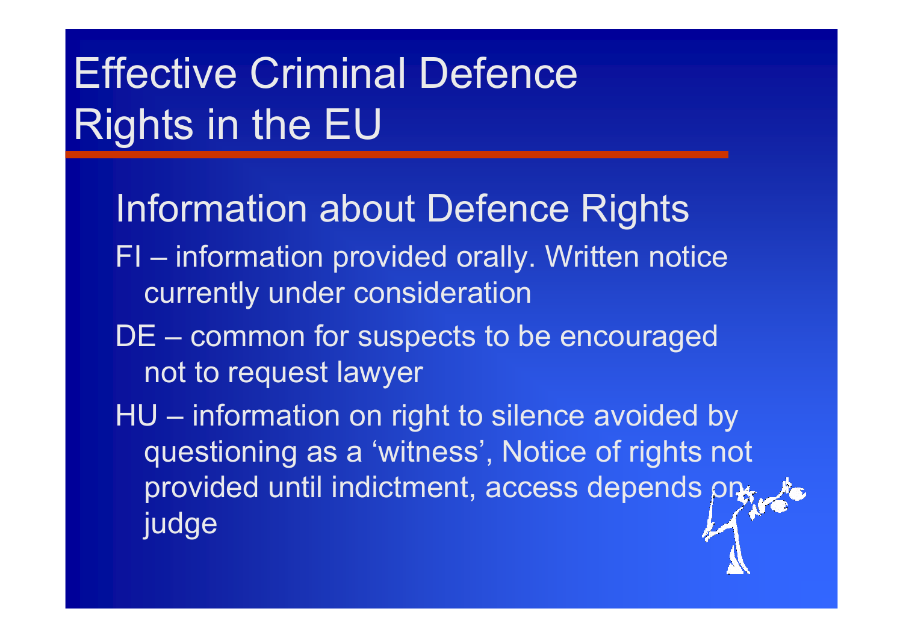# Effective Criminal Defence Rights in the EU

## Information about Defence Rights

- FI – information provided orally. Written notice currently under consideration
- DE – common for suspects to be encouraged not to request lawyer
- HU – information on right to silence avoided by questioning as a 'witness', Notice of rights not provided until indictment, access depends on judge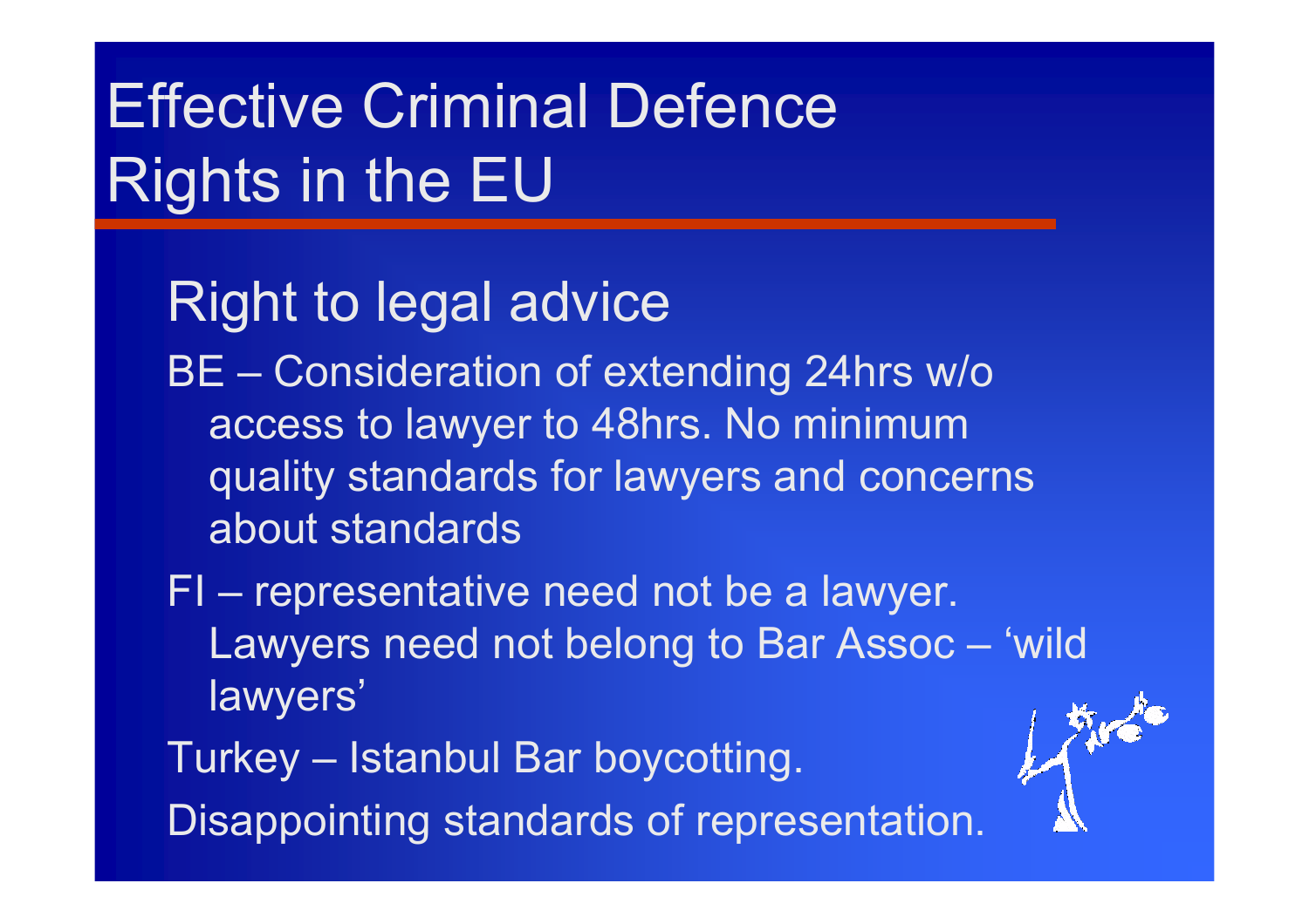# Effective Criminal Defence Rights in the EU

## Right to legal advice

BE – Consideration of extending 24hrs w/o access to lawyer to 48hrs. No minimum quality standards for lawyers and concerns about standards

FI – representative need not be a lawyer. Lawyers need not belong to Bar Assoc – 'wild lawyers'

Turkey – Istanbul Bar boycotting.

Disappointing standards of representation.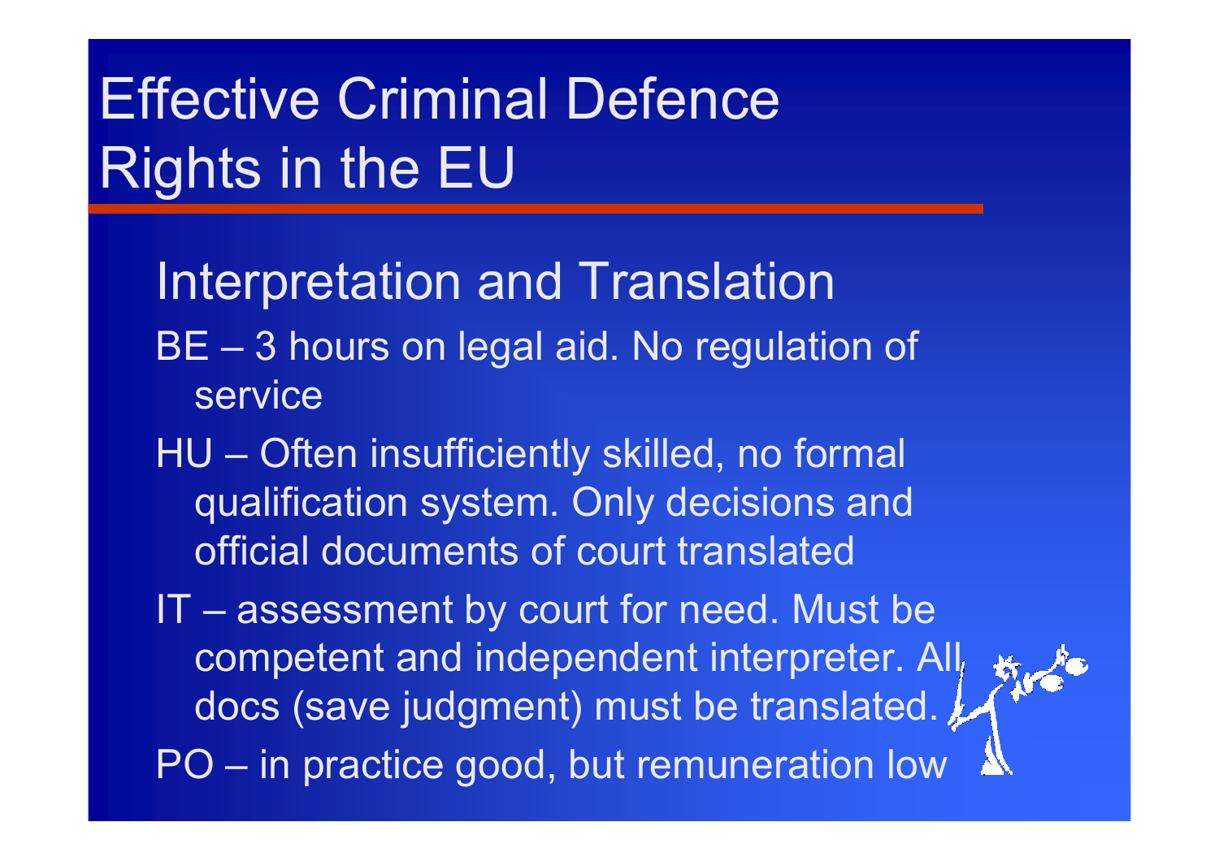# Effective Criminal Defence Rights in the EU

## Interpretation and Translation

- BE – 3 hours on legal aid. No regulation of service
- HU – Often insufficiently skilled, no formal qualification system. Only decisions and official documents of court translated
- IT – assessment by court for need. Must be competent and independent interpreter. All docs (save judgment) must be translated.
- PO – in practice good, but remuneration low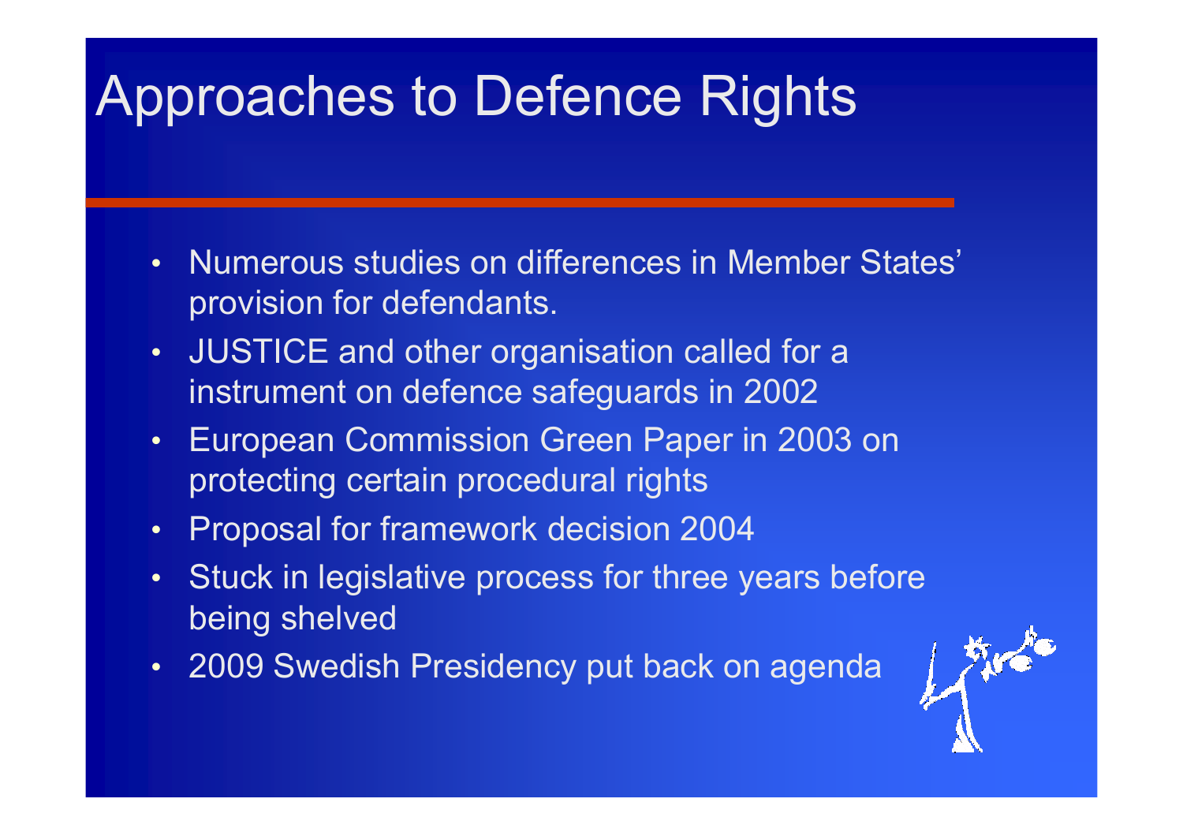# Approaches to Defence Rights

- Numerous studies on differences in Member States' provision for defendants.
- JUSTICE and other organisation called for a instrument on defence safeguards in 2002
- European Commission Green Paper in 2003 on protecting certain procedural rights
- Proposal for framework decision 2004
- Stuck in legislative process for three years before being shelved
- 2009 Swedish Presidency put back on agenda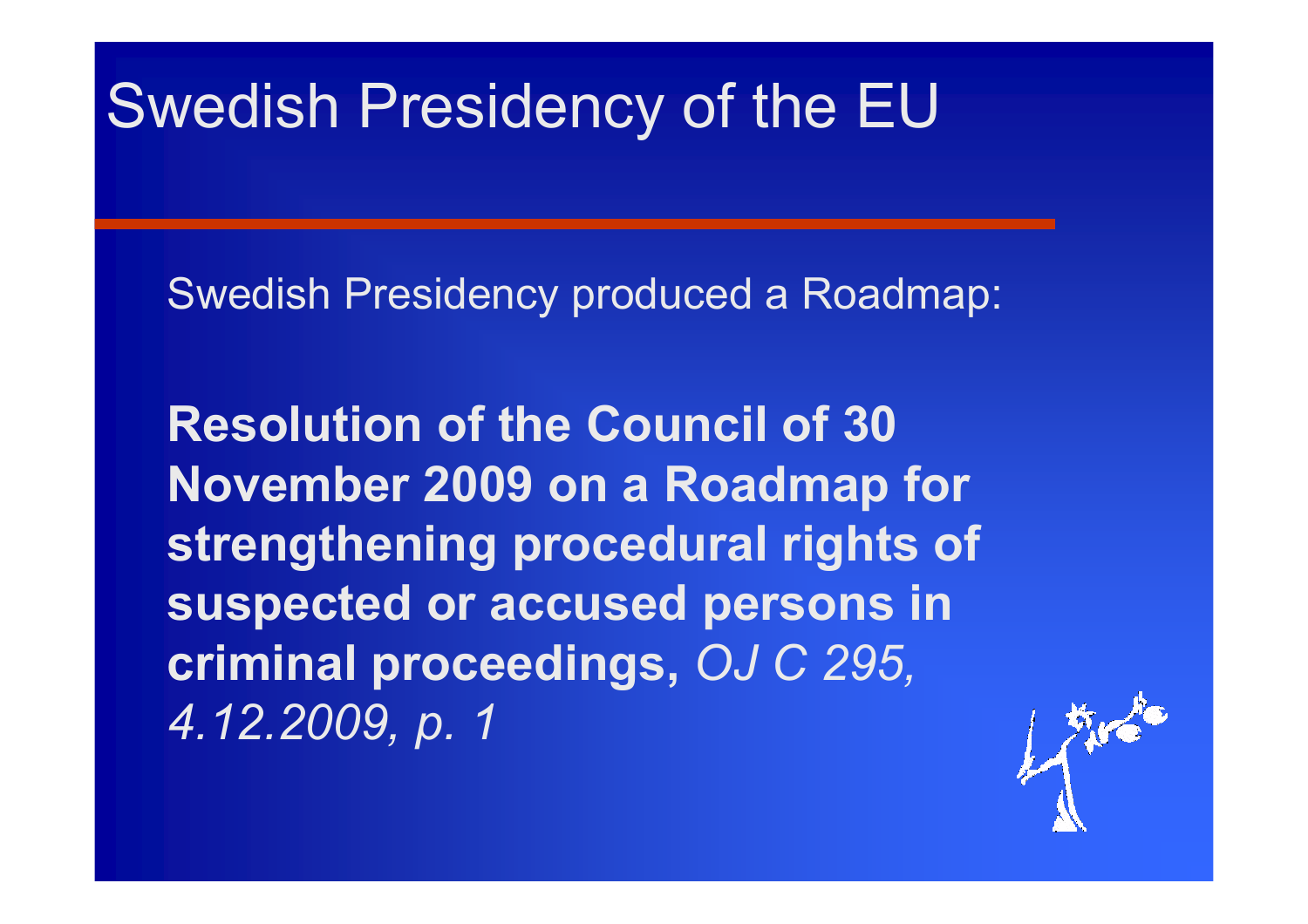# Swedish Presidency of the EU

Swedish Presidency produced a Roadmap:

**Resolution of the Council of 30 November 2009 on a Roadmap for strengthening procedural rights of suspected or accused persons in criminal proceedings,** *OJ C 295, 4.12.2009, p. 1*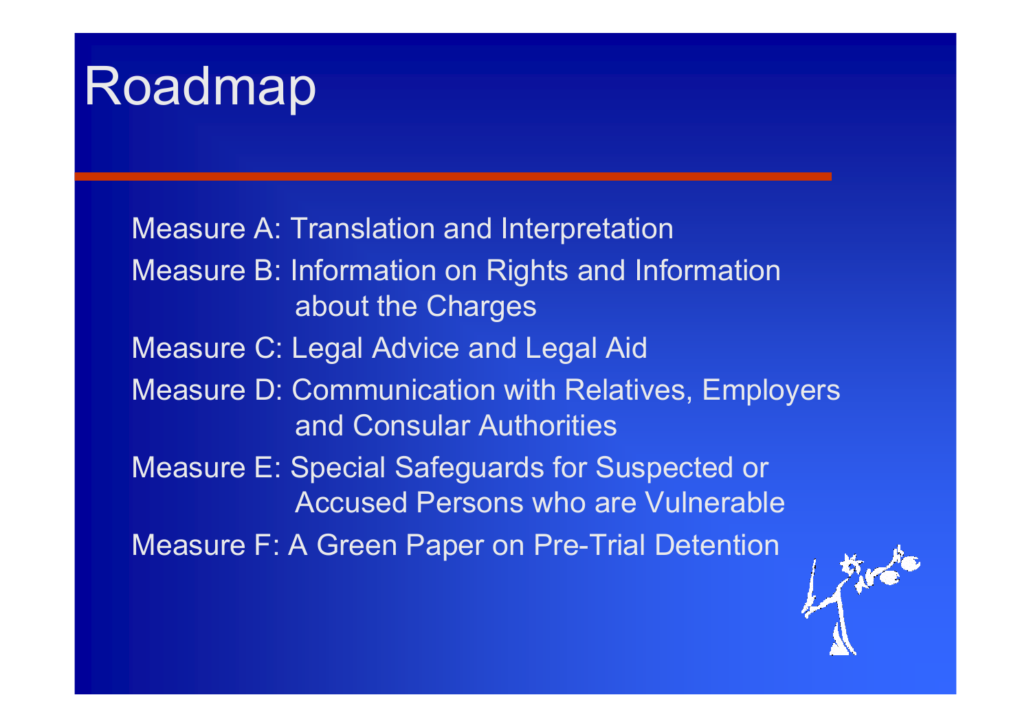# Roadmap

Measure A: Translation and Interpretation

Measure B: Information on Rights and Information about the Charges

Measure C: Legal Advice and Legal Aid

Measure D: Communication with Relatives, Employers and Consular Authorities

Measure E: Special Safeguards for Suspected or Accused Persons who are Vulnerable

Measure F: A Green Paper on Pre-Trial Detention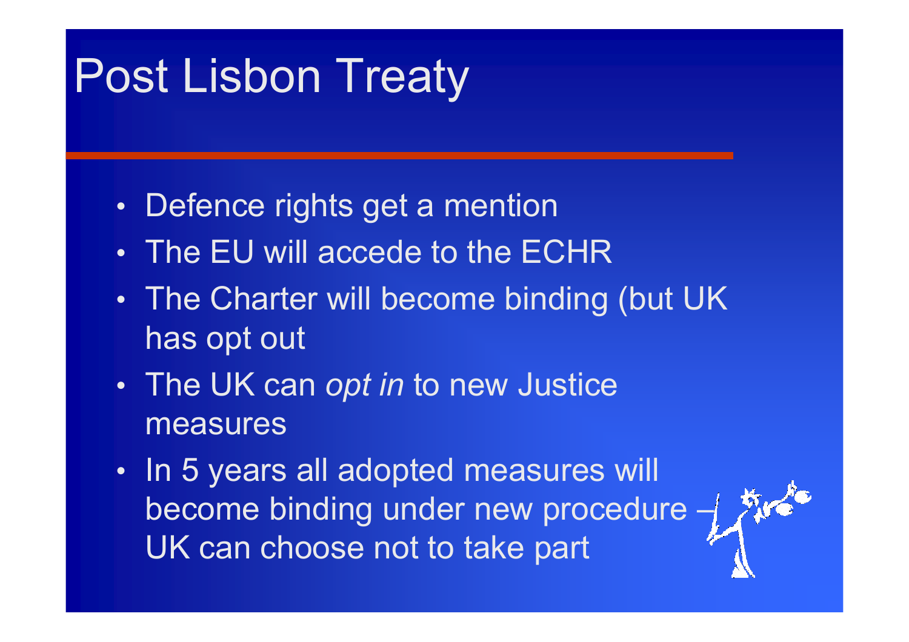# Post Lisbon Treaty

- Defence rights get a mention
- The EU will accede to the ECHR
- The Charter will become binding (but UK has opt out
- The UK can *opt in* to new Justice measures
- In 5 years all adopted measures will become binding under new procedure – UK can choose not to take part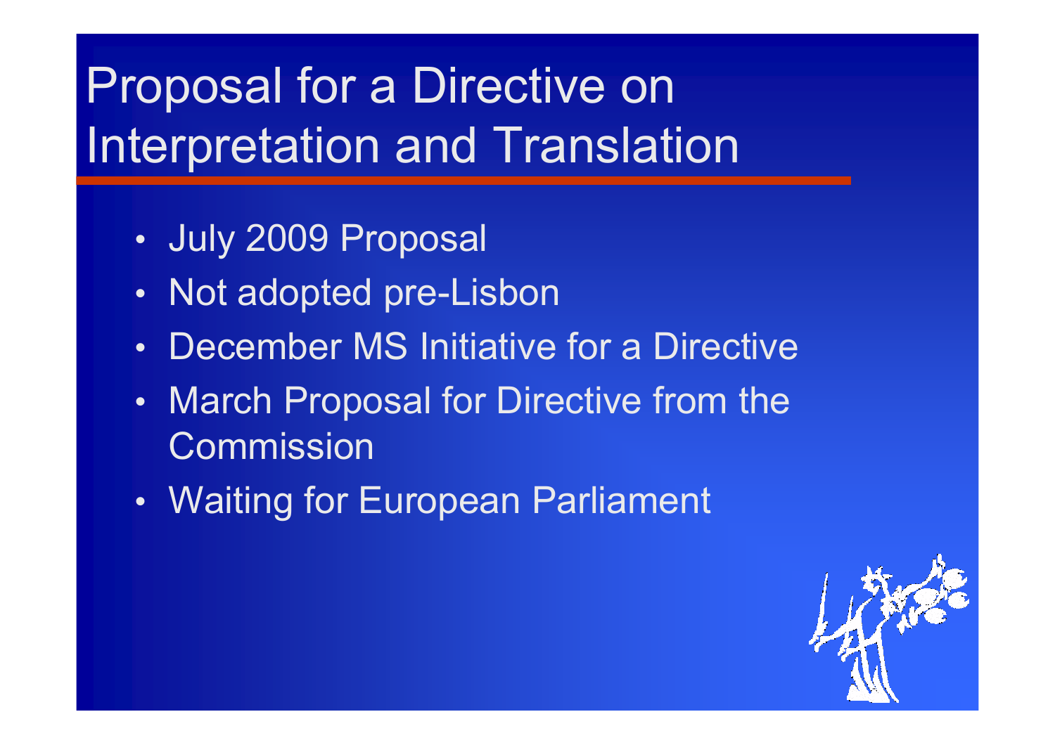# Proposal for a Directive on Interpretation and Translation

- July 2009 Proposal
- Not adopted pre-Lisbon
- December MS Initiative for a Directive
- March Proposal for Directive from the Commission
- Waiting for European Parliament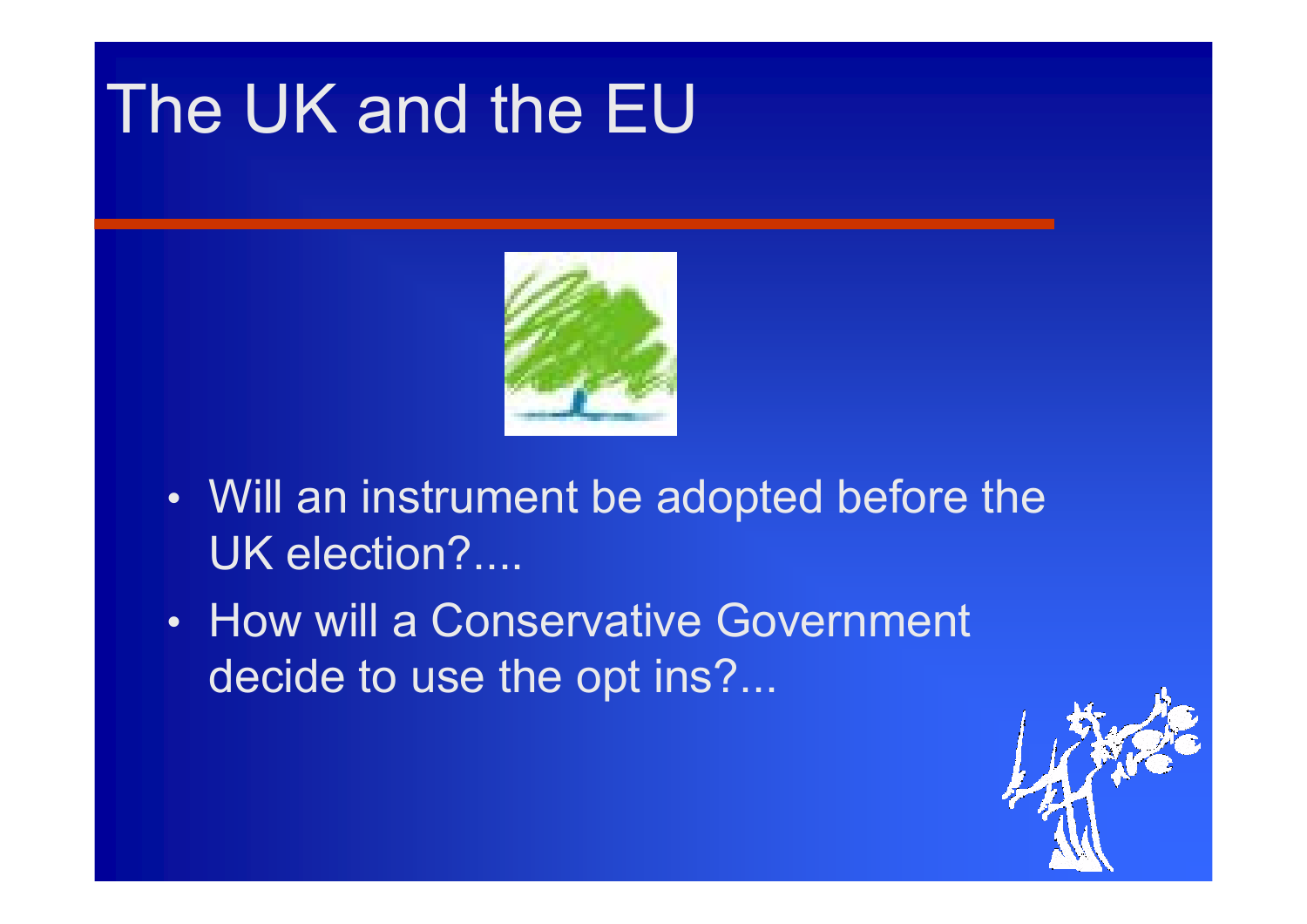# The UK and the EU

- Will an instrument be adopted before the UK election?....
- How will a Conservative Government decide to use the opt ins?...